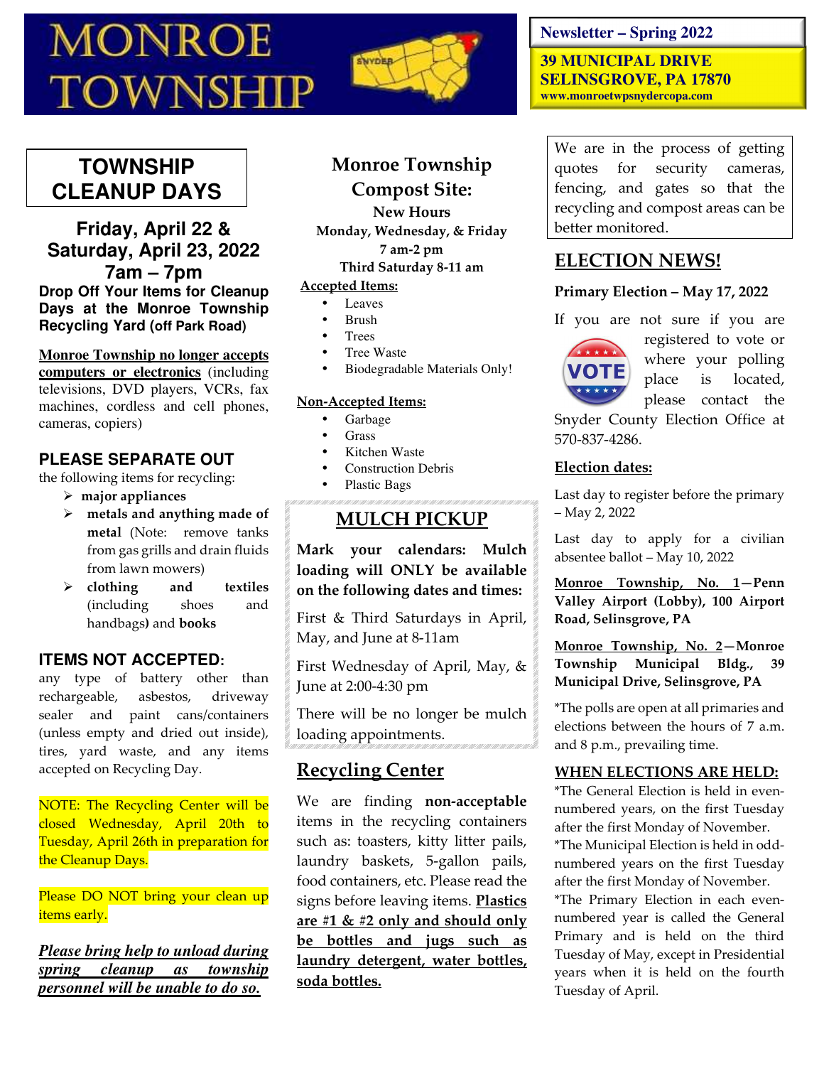# MONROE TOWNSHIP

**Newsletter – Spring 2022**

**39 MUNICIPAL DRIVE**
**SELINSGROVE, PA 17870**
**www.monroetwpsnydercopa.com**

## TOWNSHIP CLEANUP DAYS

### Friday, April 22 & Saturday, April 23, 2022 7am – 7pm

**Drop Off Your Items for Cleanup Days at the Monroe Township Recycling Yard (off Park Road)**

**Monroe Township no longer accepts computers or electronics** (including televisions, DVD players, VCRs, fax machines, cordless and cell phones, cameras, copiers)

### PLEASE SEPARATE OUT

the following items for recycling:

- **major appliances**
- **metals and anything made of metal** (Note: remove tanks from gas grills and drain fluids from lawn mowers)
- **clothing and textiles** (including shoes and handbags**)** and **books**

### ITEMS NOT ACCEPTED:

any type of battery other than rechargeable, asbestos, driveway sealer and paint cans/containers (unless empty and dried out inside), tires, yard waste, and any items accepted on Recycling Day.

NOTE: The Recycling Center will be closed Wednesday, April 20th to Tuesday, April 26th in preparation for the Cleanup Days.

Please DO NOT bring your clean up items early.

***Please bring help to unload during spring cleanup as township personnel will be unable to do so.***

## Monroe Township Compost Site:

**New Hours**
**Monday, Wednesday, & Friday**
**7 am-2 pm**
**Third Saturday 8-11 am**

**Accepted Items:**

- Leaves
- Brush
- Trees
- Tree Waste
- Biodegradable Materials Only!

**Non-Accepted Items:**

- Garbage
- Grass
- Kitchen Waste
- Construction Debris
- Plastic Bags

## MULCH PICKUP

**Mark your calendars: Mulch loading will ONLY be available on the following dates and times:**

First & Third Saturdays in April, May, and June at 8-11am

First Wednesday of April, May, & June at 2:00-4:30 pm

There will be no longer be mulch loading appointments.

## Recycling Center

We are finding **non-acceptable** items in the recycling containers such as: toasters, kitty litter pails, laundry baskets, 5-gallon pails, food containers, etc. Please read the signs before leaving items. **Plastics are #1 & #2 only and should only be bottles and jugs such as laundry detergent, water bottles, soda bottles.**

We are in the process of getting quotes for security cameras, fencing, and gates so that the recycling and compost areas can be better monitored.

## ELECTION NEWS!

**Primary Election – May 17, 2022**

If you are not sure if you are registered to vote or where your polling place is located, please contact the Snyder County Election Office at 570-837-4286.

**Election dates:**

Last day to register before the primary – May 2, 2022

Last day to apply for a civilian absentee ballot – May 10, 2022

**Monroe Township, No. 1—Penn Valley Airport (Lobby), 100 Airport Road, Selinsgrove, PA**

**Monroe Township, No. 2—Monroe Township Municipal Bldg., 39 Municipal Drive, Selinsgrove, PA**

*The polls are open at all primaries and elections between the hours of 7 a.m. and 8 p.m., prevailing time.

**WHEN ELECTIONS ARE HELD:**

*The General Election is held in even-numbered years, on the first Tuesday after the first Monday of November.
*The Municipal Election is held in odd-numbered years on the first Tuesday after the first Monday of November.
*The Primary Election in each even-numbered year is called the General Primary and is held on the third Tuesday of May, except in Presidential years when it is held on the fourth Tuesday of April.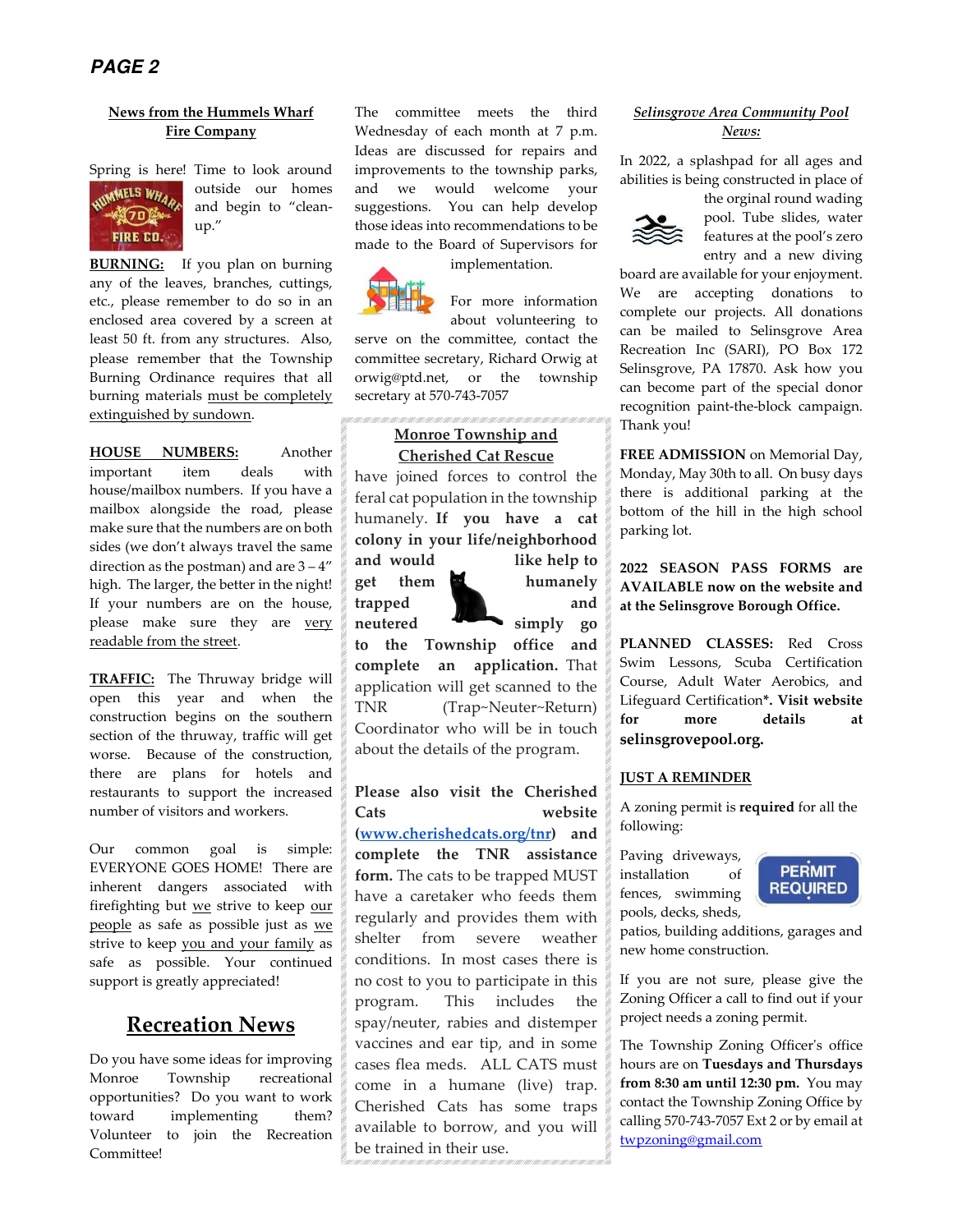## News from the Hummels Wharf Fire Company

Spring is here! Time to look around outside our homes and begin to "clean-up."

**BURNING:** If you plan on burning any of the leaves, branches, cuttings, etc., please remember to do so in an enclosed area covered by a screen at least 50 ft. from any structures. Also, please remember that the Township Burning Ordinance requires that all burning materials must be completely extinguished by sundown.

**HOUSE NUMBERS:** Another important item deals with house/mailbox numbers. If you have a mailbox alongside the road, please make sure that the numbers are on both sides (we don't always travel the same direction as the postman) and are 3 – 4" high. The larger, the better in the night! If your numbers are on the house, please make sure they are very readable from the street.

**TRAFFIC:** The Thruway bridge will open this year and when the construction begins on the southern section of the thruway, traffic will get worse. Because of the construction, there are plans for hotels and restaurants to support the increased number of visitors and workers.

Our common goal is simple: EVERYONE GOES HOME! There are inherent dangers associated with firefighting but we strive to keep our people as safe as possible just as we strive to keep you and your family as safe as possible. Your continued support is greatly appreciated!

## Recreation News

Do you have some ideas for improving Monroe Township recreational opportunities? Do you want to work toward implementing them? Volunteer to join the Recreation Committee!

The committee meets the third Wednesday of each month at 7 p.m. Ideas are discussed for repairs and improvements to the township parks, and we would welcome your suggestions. You can help develop those ideas into recommendations to be made to the Board of Supervisors for implementation.

For more information about volunteering to serve on the committee, contact the committee secretary, Richard Orwig at orwig@ptd.net, or the township secretary at 570-743-7057

## Monroe Township and Cherished Cat Rescue

have joined forces to control the feral cat population in the township humanely. **If you have a cat colony in your life/neighborhood and would like help to get them humanely trapped and neutered simply go to the Township office and complete an application.** That application will get scanned to the TNR (Trap~Neuter~Return) Coordinator who will be in touch about the details of the program.

**Please also visit the Cherished Cats website (www.cherishedcats.org/tnr) and complete the TNR assistance form.** The cats to be trapped MUST have a caretaker who feeds them regularly and provides them with shelter from severe weather conditions. In most cases there is no cost to you to participate in this program. This includes the spay/neuter, rabies and distemper vaccines and ear tip, and in some cases flea meds. ALL CATS must come in a humane (live) trap. Cherished Cats has some traps available to borrow, and you will be trained in their use.

## *Selinsgrove Area Community Pool News:*

In 2022, a splashpad for all ages and abilities is being constructed in place of the orginal round wading pool. Tube slides, water features at the pool's zero entry and a new diving board are available for your enjoyment. We are accepting donations to complete our projects. All donations can be mailed to Selinsgrove Area Recreation Inc (SARI), PO Box 172 Selinsgrove, PA 17870. Ask how you can become part of the special donor recognition paint-the-block campaign. Thank you!

**FREE ADMISSION** on Memorial Day, Monday, May 30th to all. On busy days there is additional parking at the bottom of the hill in the high school parking lot.

**2022 SEASON PASS FORMS are AVAILABLE now on the website and at the Selinsgrove Borough Office.**

**PLANNED CLASSES:** Red Cross Swim Lessons, Scuba Certification Course, Adult Water Aerobics, and Lifeguard Certification***. Visit website for more details at selinsgrovepool.org.**

## JUST A REMINDER

A zoning permit is **required** for all the following:

PERMIT REQUIRED

Paving driveways, installation of fences, swimming pools, decks, sheds, patios, building additions, garages and new home construction.

If you are not sure, please give the Zoning Officer a call to find out if your project needs a zoning permit.

The Township Zoning Officer's office hours are on **Tuesdays and Thursdays from 8:30 am until 12:30 pm.** You may contact the Township Zoning Office by calling 570-743-7057 Ext 2 or by email at twpzoning@gmail.com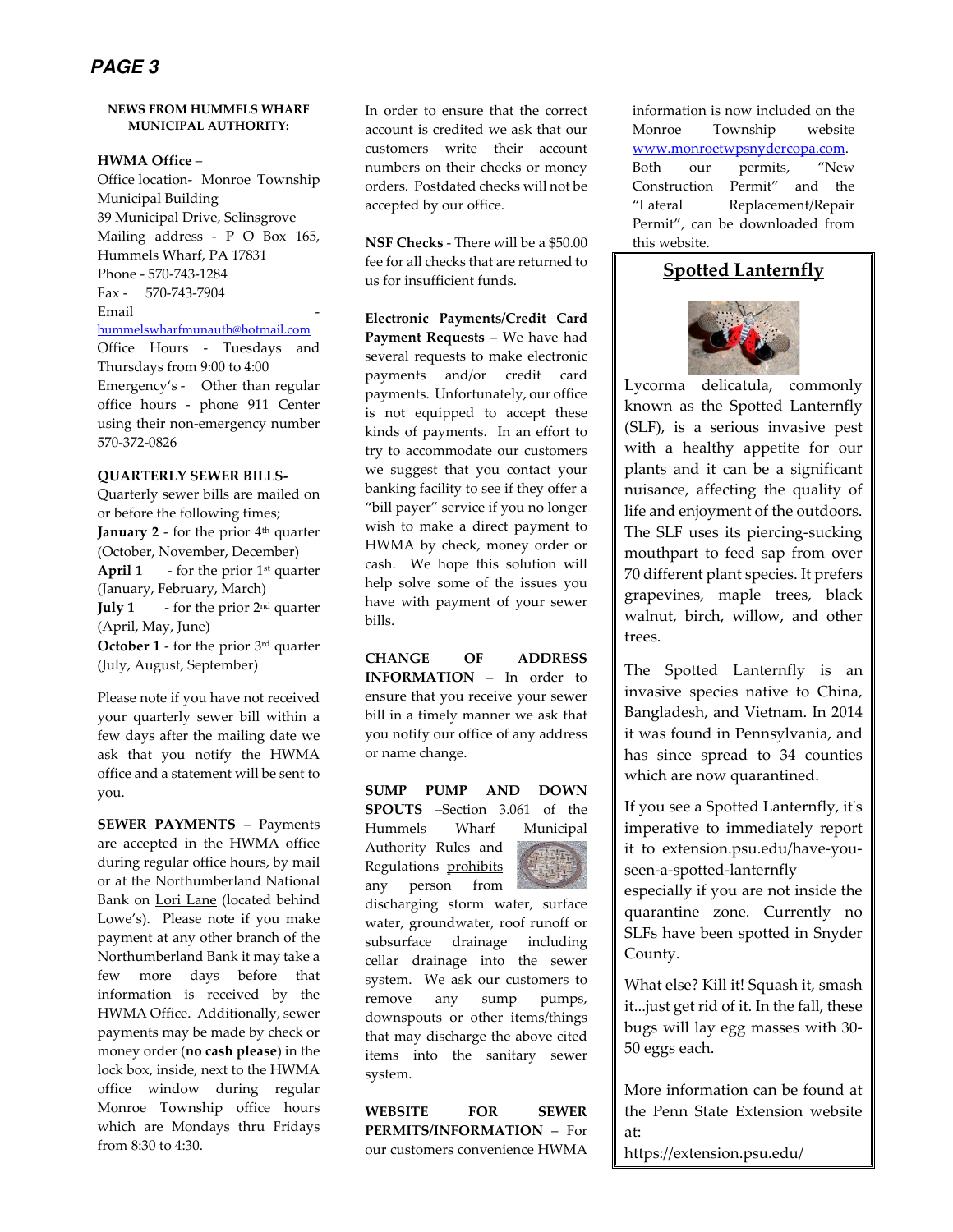**NEWS FROM HUMMELS WHARF MUNICIPAL AUTHORITY:**

**HWMA Office** –

Office location- Monroe Township Municipal Building

39 Municipal Drive, Selinsgrove

Mailing address - P O Box 165, Hummels Wharf, PA 17831

Phone - 570-743-1284

Fax - 570-743-7904

Email - hummelswharfmunauth@hotmail.com

Office Hours - Tuesdays and Thursdays from 9:00 to 4:00

Emergency's - Other than regular office hours - phone 911 Center using their non-emergency number 570-372-0826

**QUARTERLY SEWER BILLS-**

Quarterly sewer bills are mailed on or before the following times;

**January 2** - for the prior 4th quarter (October, November, December)

**April 1** - for the prior 1st quarter (January, February, March)

**July 1** - for the prior 2nd quarter (April, May, June)

**October 1** - for the prior 3rd quarter (July, August, September)

Please note if you have not received your quarterly sewer bill within a few days after the mailing date we ask that you notify the HWMA office and a statement will be sent to you.

**SEWER PAYMENTS** – Payments are accepted in the HWMA office during regular office hours, by mail or at the Northumberland National Bank on Lori Lane (located behind Lowe's). Please note if you make payment at any other branch of the Northumberland Bank it may take a few more days before that information is received by the HWMA Office. Additionally, sewer payments may be made by check or money order (**no cash please**) in the lock box, inside, next to the HWMA office window during regular Monroe Township office hours which are Mondays thru Fridays from 8:30 to 4:30.

In order to ensure that the correct account is credited we ask that our customers write their account numbers on their checks or money orders. Postdated checks will not be accepted by our office.

**NSF Checks** - There will be a $50.00 fee for all checks that are returned to us for insufficient funds.

**Electronic Payments/Credit Card Payment Requests** – We have had several requests to make electronic payments and/or credit card payments. Unfortunately, our office is not equipped to accept these kinds of payments. In an effort to try to accommodate our customers we suggest that you contact your banking facility to see if they offer a "bill payer" service if you no longer wish to make a direct payment to HWMA by check, money order or cash. We hope this solution will help solve some of the issues you have with payment of your sewer bills.

**CHANGE OF ADDRESS INFORMATION** – In order to ensure that you receive your sewer bill in a timely manner we ask that you notify our office of any address or name change.

**SUMP PUMP AND DOWN SPOUTS** –Section 3.061 of the Hummels Wharf Municipal Authority Rules and Regulations prohibits any person from discharging storm water, surface water, groundwater, roof runoff or subsurface drainage including cellar drainage into the sewer system. We ask our customers to remove any sump pumps, downspouts or other items/things that may discharge the above cited items into the sanitary sewer system.

**WEBSITE FOR SEWER PERMITS/INFORMATION** – For our customers convenience HWMA information is now included on the Monroe Township website www.monroetwpsnydercopa.com. Both our permits, "New Construction Permit" and the "Lateral Replacement/Repair Permit", can be downloaded from this website.

## Spotted Lanternfly

Lycorma delicatula, commonly known as the Spotted Lanternfly (SLF), is a serious invasive pest with a healthy appetite for our plants and it can be a significant nuisance, affecting the quality of life and enjoyment of the outdoors. The SLF uses its piercing-sucking mouthpart to feed sap from over 70 different plant species. It prefers grapevines, maple trees, black walnut, birch, willow, and other trees.

The Spotted Lanternfly is an invasive species native to China, Bangladesh, and Vietnam. In 2014 it was found in Pennsylvania, and has since spread to 34 counties which are now quarantined.

If you see a Spotted Lanternfly, it's imperative to immediately report it to extension.psu.edu/have-you-seen-a-spotted-lanternfly especially if you are not inside the quarantine zone. Currently no SLFs have been spotted in Snyder County.

What else? Kill it! Squash it, smash it...just get rid of it. In the fall, these bugs will lay egg masses with 30-50 eggs each.

More information can be found at the Penn State Extension website at: https://extension.psu.edu/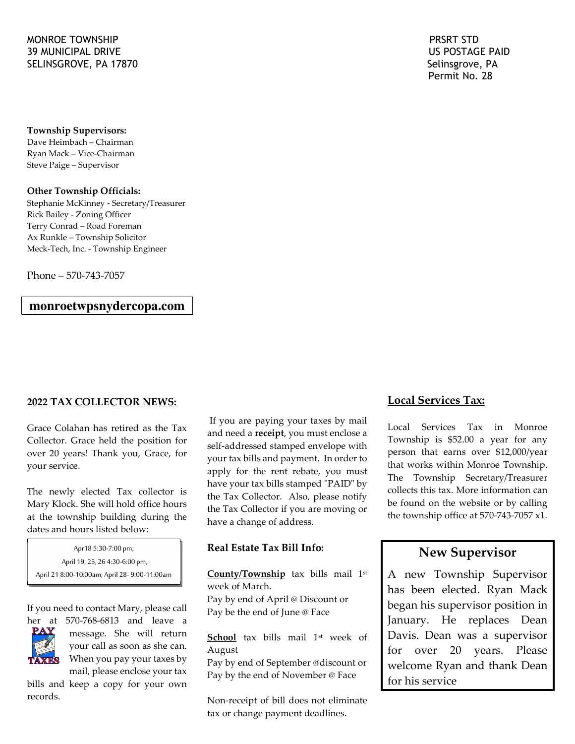MONROE TOWNSHIP
39 MUNICIPAL DRIVE
SELINSGROVE, PA 17870

PRSRT STD
US POSTAGE PAID
Selinsgrove, PA
Permit No. 28

**Township Supervisors:**
Dave Heimbach – Chairman
Ryan Mack – Vice-Chairman
Steve Paige – Supervisor

**Other Township Officials:**
Stephanie McKinney - Secretary/Treasurer
Rick Bailey - Zoning Officer
Terry Conrad – Road Foreman
Ax Runkle – Township Solicitor
Meck-Tech, Inc. - Township Engineer

Phone – 570-743-7057

**monroetwpsnydercopa.com**

## 2022 TAX COLLECTOR NEWS:

Grace Colahan has retired as the Tax Collector. Grace held the position for over 20 years! Thank you, Grace, for your service.

The newly elected Tax collector is Mary Klock. She will hold office hours at the township building during the dates and hours listed below:

Apr18 5:30-7:00 pm;
April 19, 25, 26 4:30-6:00 pm,
April 21 8:00-10:00am; April 28- 9:00-11:00am

If you need to contact Mary, please call her at 570-768-6813 and leave a message. She will return your call as soon as she can. When you pay your taxes by mail, please enclose your tax bills and keep a copy for your own records.

If you are paying your taxes by mail and need a **receipt**, you must enclose a self-addressed stamped envelope with your tax bills and payment. In order to apply for the rent rebate, you must have your tax bills stamped "PAID" by the Tax Collector. Also, please notify the Tax Collector if you are moving or have a change of address.

### Real Estate Tax Bill Info:

**County/Township** tax bills mail 1st week of March.
Pay by end of April @ Discount or
Pay be the end of June @ Face

**School** tax bills mail 1st week of August
Pay by end of September @discount or
Pay by the end of November @ Face

Non-receipt of bill does not eliminate tax or change payment deadlines.

## Local Services Tax:

Local Services Tax in Monroe Township is $52.00 a year for any person that earns over $12,000/year that works within Monroe Township. The Township Secretary/Treasurer collects this tax. More information can be found on the website or by calling the township office at 570-743-7057 x1.

## New Supervisor

A new Township Supervisor has been elected. Ryan Mack began his supervisor position in January. He replaces Dean Davis. Dean was a supervisor for over 20 years. Please welcome Ryan and thank Dean for his service